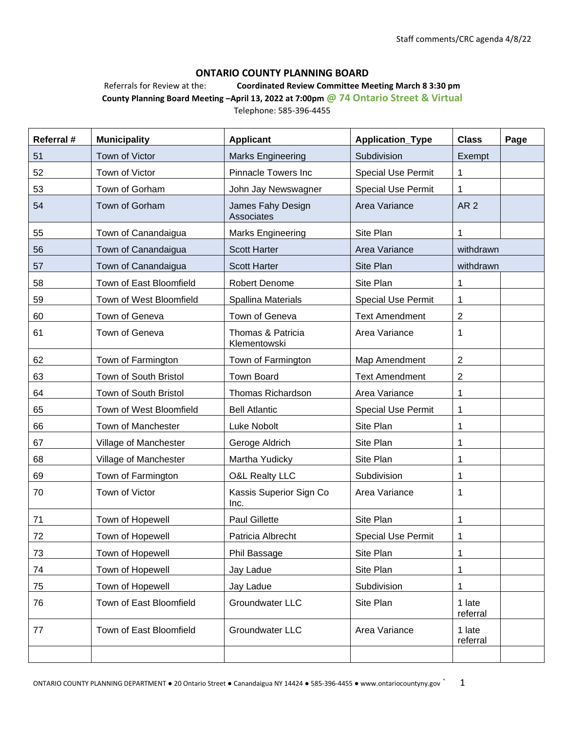Staff comments/CRC agenda 4/8/22

## ONTARIO COUNTY PLANNING BOARD

Referrals for Review at the: **Coordinated Review Committee Meeting March 8 3:30 pm**

**County Planning Board Meeting –April 13, 2022 at 7:00pm @ 74 Ontario Street & Virtual**

Telephone: 585-396-4455

| Referral # | Municipality | Applicant | Application_Type | Class | Page |
|---|---|---|---|---|---|
| 51 | Town of Victor | Marks Engineering | Subdivision | Exempt | |
| 52 | Town of Victor | Pinnacle Towers Inc | Special Use Permit | 1 | |
| 53 | Town of Gorham | John Jay Newswagner | Special Use Permit | 1 | |
| 54 | Town of Gorham | James Fahy Design Associates | Area Variance | AR 2 | |
| 55 | Town of Canandaigua | Marks Engineering | Site Plan | 1 | |
| 56 | Town of Canandaigua | Scott Harter | Area Variance | withdrawn | |
| 57 | Town of Canandaigua | Scott Harter | Site Plan | withdrawn | |
| 58 | Town of East Bloomfield | Robert Denome | Site Plan | 1 | |
| 59 | Town of West Bloomfield | Spallina Materials | Special Use Permit | 1 | |
| 60 | Town of Geneva | Town of Geneva | Text Amendment | 2 | |
| 61 | Town of Geneva | Thomas & Patricia Klementowski | Area Variance | 1 | |
| 62 | Town of Farmington | Town of Farmington | Map Amendment | 2 | |
| 63 | Town of South Bristol | Town Board | Text Amendment | 2 | |
| 64 | Town of South Bristol | Thomas Richardson | Area Variance | 1 | |
| 65 | Town of West Bloomfield | Bell Atlantic | Special Use Permit | 1 | |
| 66 | Town of Manchester | Luke Nobolt | Site Plan | 1 | |
| 67 | Village of Manchester | Geroge Aldrich | Site Plan | 1 | |
| 68 | Village of Manchester | Martha Yudicky | Site Plan | 1 | |
| 69 | Town of Farmington | O&L Realty LLC | Subdivision | 1 | |
| 70 | Town of Victor | Kassis Superior Sign Co Inc. | Area Variance | 1 | |
| 71 | Town of Hopewell | Paul Gillette | Site Plan | 1 | |
| 72 | Town of Hopewell | Patricia Albrecht | Special Use Permit | 1 | |
| 73 | Town of Hopewell | Phil Bassage | Site Plan | 1 | |
| 74 | Town of Hopewell | Jay Ladue | Site Plan | 1 | |
| 75 | Town of Hopewell | Jay Ladue | Subdivision | 1 | |
| 76 | Town of East Bloomfield | Groundwater LLC | Site Plan | 1 late referral | |
| 77 | Town of East Bloomfield | Groundwater LLC | Area Variance | 1 late referral | |
| | | | | | |

ONTARIO COUNTY PLANNING DEPARTMENT ● 20 Ontario Street ● Canandaigua NY 14424 ● 585-396-4455 ● www.ontariocountyny.gov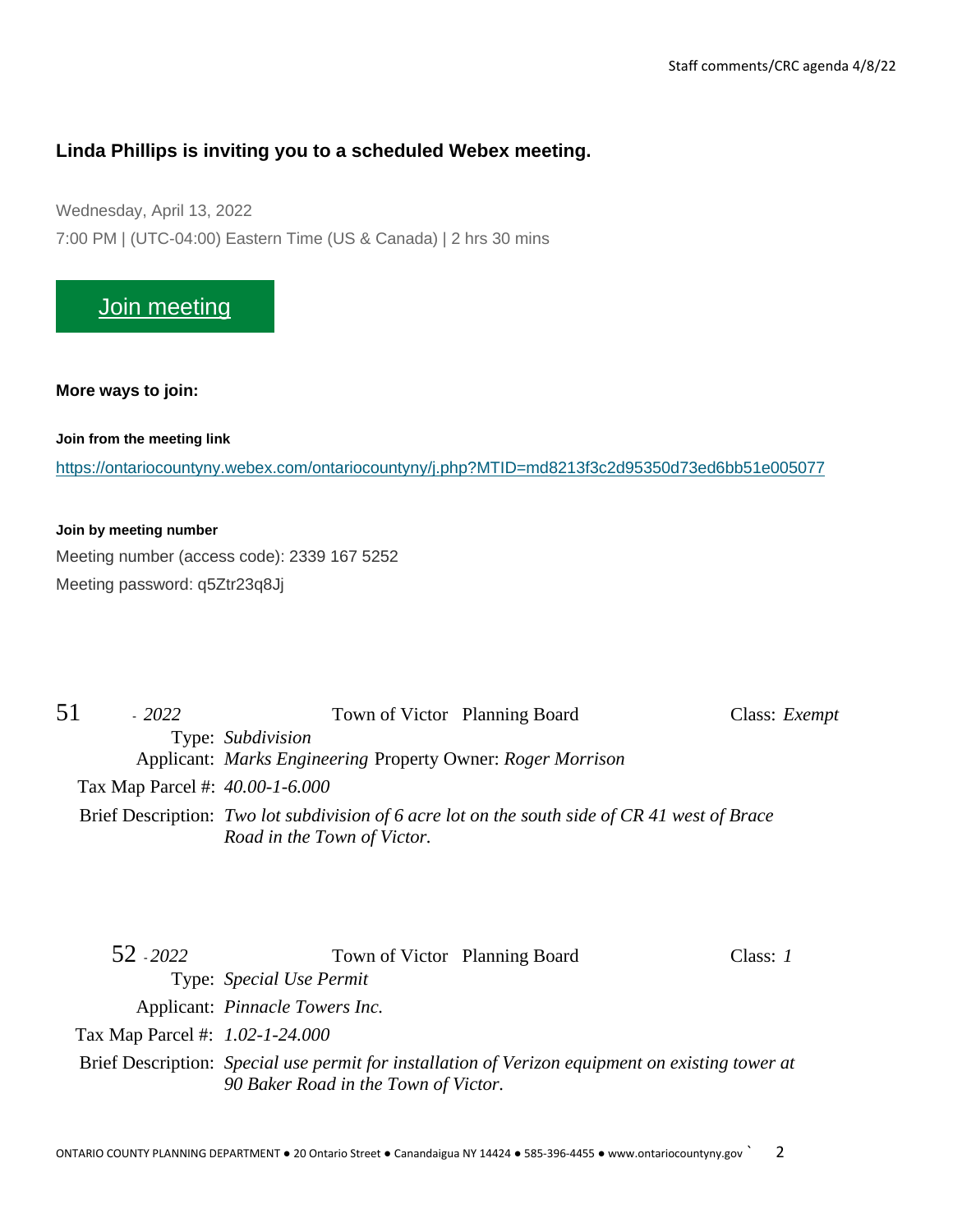**Linda Phillips is inviting you to a scheduled Webex meeting.**

Wednesday, April 13, 2022

7:00 PM | (UTC-04:00) Eastern Time (US & Canada) | 2 hrs 30 mins

Join meeting

**More ways to join:**

**Join from the meeting link**

https://ontariocountyny.webex.com/ontariocountyny/j.php?MTID=md8213f3c2d95350d73ed6bb51e005077

**Join by meeting number**

Meeting number (access code): 2339 167 5252

Meeting password: q5Ztr23q8Jj

51 - *2022* Town of Victor Planning Board Class: *Exempt*

Type: *Subdivision*

Applicant: *Marks Engineering* Property Owner: *Roger Morrison*

Tax Map Parcel #: *40.00-1-6.000*

Brief Description: *Two lot subdivision of 6 acre lot on the south side of CR 41 west of Brace Road in the Town of Victor.*

52 - *2022* Town of Victor Planning Board Class: *1*

Type: *Special Use Permit*

Applicant: *Pinnacle Towers Inc.*

Tax Map Parcel #: *1.02-1-24.000*

Brief Description: *Special use permit for installation of Verizon equipment on existing tower at 90 Baker Road in the Town of Victor.*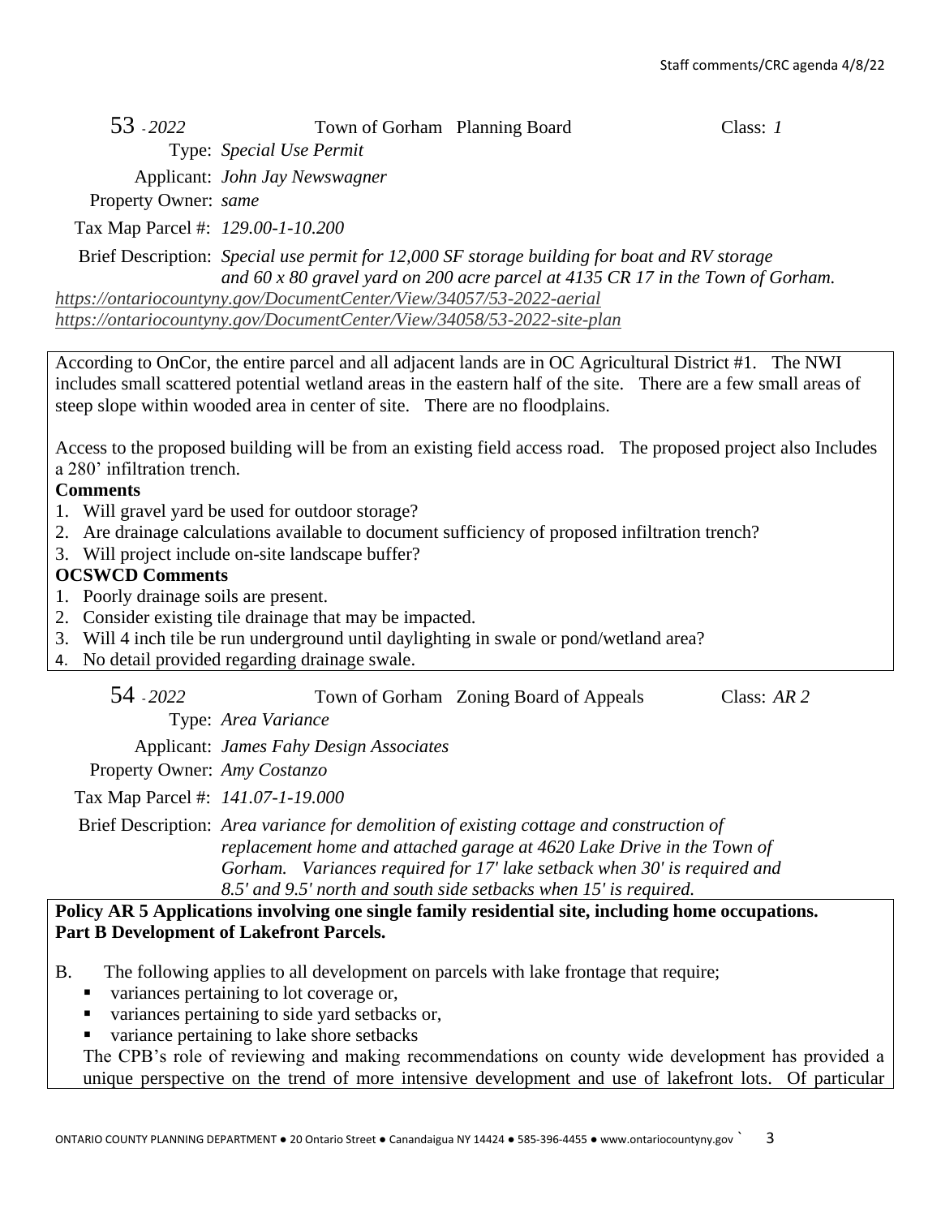**53** - *2022* Town of Gorham Planning Board Class: *1*

Type: *Special Use Permit*

Applicant: *John Jay Newswagner*

Property Owner: *same*

Tax Map Parcel #: *129.00-1-10.200*

Brief Description: *Special use permit for 12,000 SF storage building for boat and RV storage and 60 x 80 gravel yard on 200 acre parcel at 4135 CR 17 in the Town of Gorham.*

*https://ontariocountyny.gov/DocumentCenter/View/34057/53-2022-aerial*
*https://ontariocountyny.gov/DocumentCenter/View/34058/53-2022-site-plan*

According to OnCor, the entire parcel and all adjacent lands are in OC Agricultural District #1. The NWI includes small scattered potential wetland areas in the eastern half of the site. There are a few small areas of steep slope within wooded area in center of site. There are no floodplains.

Access to the proposed building will be from an existing field access road. The proposed project also Includes a 280' infiltration trench.

**Comments**

1. Will gravel yard be used for outdoor storage?
2. Are drainage calculations available to document sufficiency of proposed infiltration trench?
3. Will project include on-site landscape buffer?

**OCSWCD Comments**

1. Poorly drainage soils are present.
2. Consider existing tile drainage that may be impacted.
3. Will 4 inch tile be run underground until daylighting in swale or pond/wetland area?
4. No detail provided regarding drainage swale.

**54** - *2022* Town of Gorham Zoning Board of Appeals Class: *AR 2*

Type: *Area Variance*

Applicant: *James Fahy Design Associates*

Property Owner: *Amy Costanzo*

Tax Map Parcel #: *141.07-1-19.000*

Brief Description: *Area variance for demolition of existing cottage and construction of replacement home and attached garage at 4620 Lake Drive in the Town of Gorham. Variances required for 17' lake setback when 30' is required and 8.5' and 9.5' north and south side setbacks when 15' is required.*

**Policy AR 5 Applications involving one single family residential site, including home occupations. Part B Development of Lakefront Parcels.**

B. The following applies to all development on parcels with lake frontage that require;

- variances pertaining to lot coverage or,
- variances pertaining to side yard setbacks or,
- variance pertaining to lake shore setbacks

The CPB's role of reviewing and making recommendations on county wide development has provided a unique perspective on the trend of more intensive development and use of lakefront lots. Of particular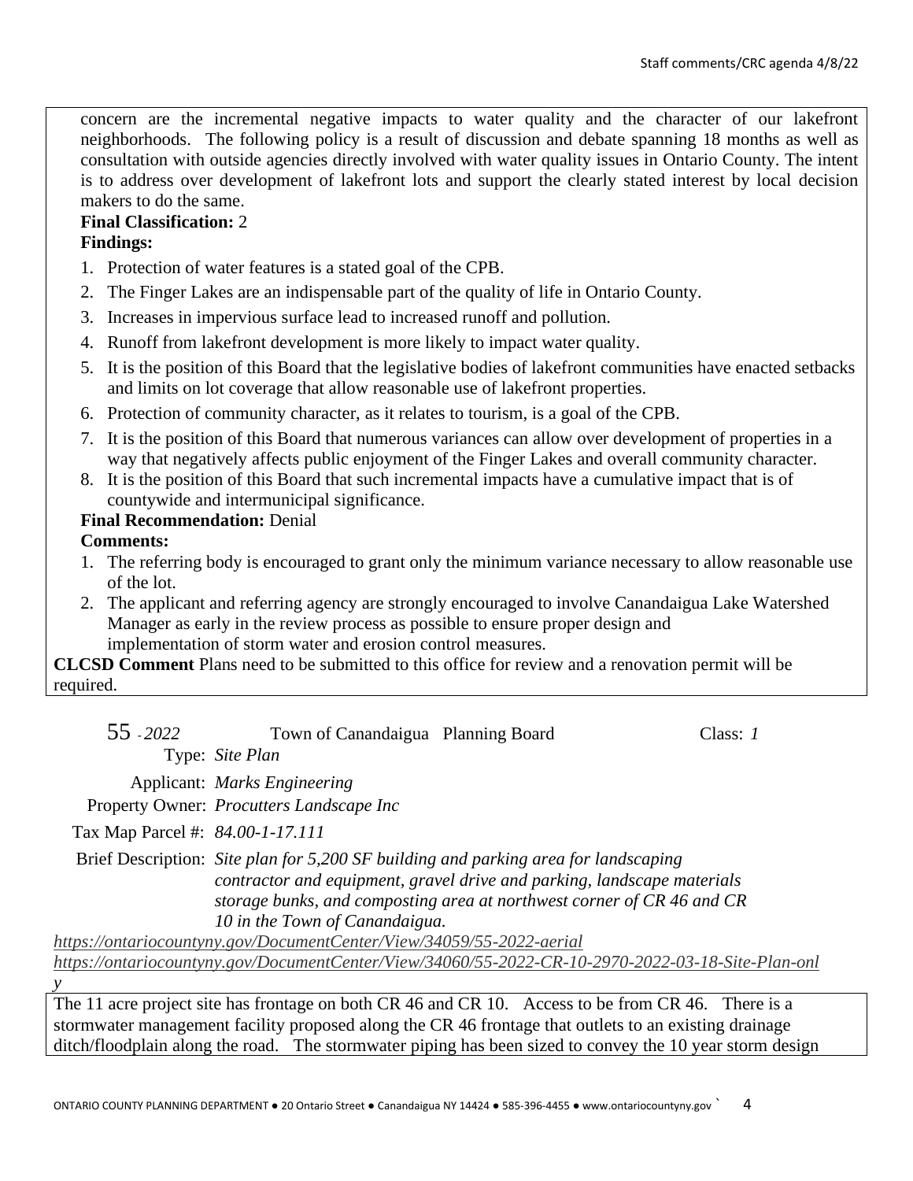concern are the incremental negative impacts to water quality and the character of our lakefront neighborhoods. The following policy is a result of discussion and debate spanning 18 months as well as consultation with outside agencies directly involved with water quality issues in Ontario County. The intent is to address over development of lakefront lots and support the clearly stated interest by local decision makers to do the same.

**Final Classification:** 2

**Findings:**

1. Protection of water features is a stated goal of the CPB.
2. The Finger Lakes are an indispensable part of the quality of life in Ontario County.
3. Increases in impervious surface lead to increased runoff and pollution.
4. Runoff from lakefront development is more likely to impact water quality.
5. It is the position of this Board that the legislative bodies of lakefront communities have enacted setbacks and limits on lot coverage that allow reasonable use of lakefront properties.
6. Protection of community character, as it relates to tourism, is a goal of the CPB.
7. It is the position of this Board that numerous variances can allow over development of properties in a way that negatively affects public enjoyment of the Finger Lakes and overall community character.
8. It is the position of this Board that such incremental impacts have a cumulative impact that is of countywide and intermunicipal significance.

**Final Recommendation:** Denial

**Comments:**

1. The referring body is encouraged to grant only the minimum variance necessary to allow reasonable use of the lot.
2. The applicant and referring agency are strongly encouraged to involve Canandaigua Lake Watershed Manager as early in the review process as possible to ensure proper design and implementation of storm water and erosion control measures.

**CLCSD Comment** Plans need to be submitted to this office for review and a renovation permit will be required.

55 - *2022* Town of Canandaigua Planning Board Class: *1*

Type: *Site Plan*

Applicant: *Marks Engineering*

Property Owner: *Procutters Landscape Inc*

Tax Map Parcel #: *84.00-1-17.111*

Brief Description: *Site plan for 5,200 SF building and parking area for landscaping contractor and equipment, gravel drive and parking, landscape materials storage bunks, and composting area at northwest corner of CR 46 and CR 10 in the Town of Canandaigua.*

*https://ontariocountyny.gov/DocumentCenter/View/34059/55-2022-aerial*
*https://ontariocountyny.gov/DocumentCenter/View/34060/55-2022-CR-10-2970-2022-03-18-Site-Plan-only*

The 11 acre project site has frontage on both CR 46 and CR 10. Access to be from CR 46. There is a stormwater management facility proposed along the CR 46 frontage that outlets to an existing drainage ditch/floodplain along the road. The stormwater piping has been sized to convey the 10 year storm design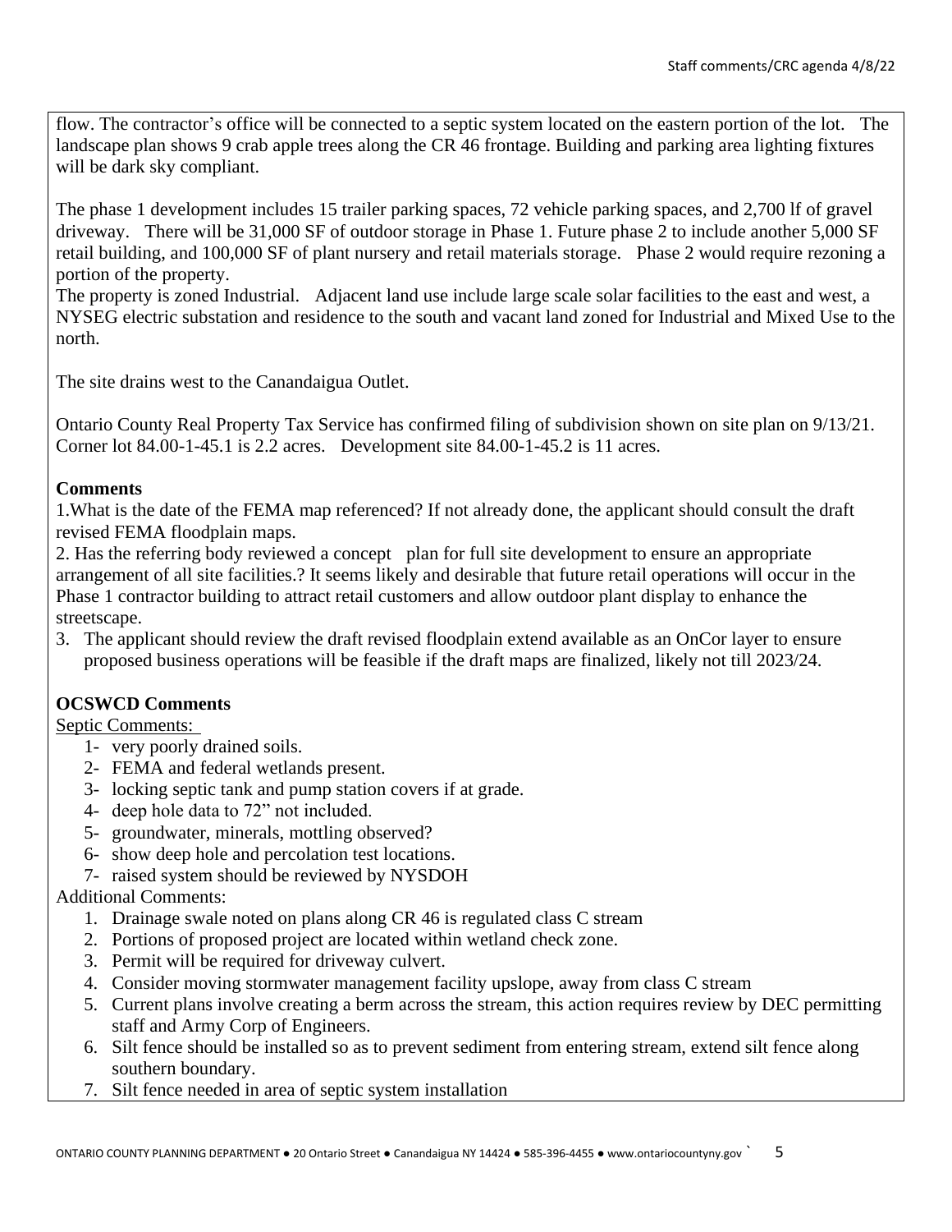flow. The contractor's office will be connected to a septic system located on the eastern portion of the lot. The landscape plan shows 9 crab apple trees along the CR 46 frontage. Building and parking area lighting fixtures will be dark sky compliant.

The phase 1 development includes 15 trailer parking spaces, 72 vehicle parking spaces, and 2,700 lf of gravel driveway. There will be 31,000 SF of outdoor storage in Phase 1. Future phase 2 to include another 5,000 SF retail building, and 100,000 SF of plant nursery and retail materials storage. Phase 2 would require rezoning a portion of the property.

The property is zoned Industrial. Adjacent land use include large scale solar facilities to the east and west, a NYSEG electric substation and residence to the south and vacant land zoned for Industrial and Mixed Use to the north.

The site drains west to the Canandaigua Outlet.

Ontario County Real Property Tax Service has confirmed filing of subdivision shown on site plan on 9/13/21. Corner lot 84.00-1-45.1 is 2.2 acres. Development site 84.00-1-45.2 is 11 acres.

**Comments**

1.What is the date of the FEMA map referenced? If not already done, the applicant should consult the draft revised FEMA floodplain maps.

2. Has the referring body reviewed a concept plan for full site development to ensure an appropriate arrangement of all site facilities.? It seems likely and desirable that future retail operations will occur in the Phase 1 contractor building to attract retail customers and allow outdoor plant display to enhance the streetscape.

3. The applicant should review the draft revised floodplain extend available as an OnCor layer to ensure proposed business operations will be feasible if the draft maps are finalized, likely not till 2023/24.

**OCSWCD Comments**

Septic Comments:

1- very poorly drained soils.
2- FEMA and federal wetlands present.
3- locking septic tank and pump station covers if at grade.
4- deep hole data to 72" not included.
5- groundwater, minerals, mottling observed?
6- show deep hole and percolation test locations.
7- raised system should be reviewed by NYSDOH

Additional Comments:

1. Drainage swale noted on plans along CR 46 is regulated class C stream
2. Portions of proposed project are located within wetland check zone.
3. Permit will be required for driveway culvert.
4. Consider moving stormwater management facility upslope, away from class C stream
5. Current plans involve creating a berm across the stream, this action requires review by DEC permitting staff and Army Corp of Engineers.
6. Silt fence should be installed so as to prevent sediment from entering stream, extend silt fence along southern boundary.
7. Silt fence needed in area of septic system installation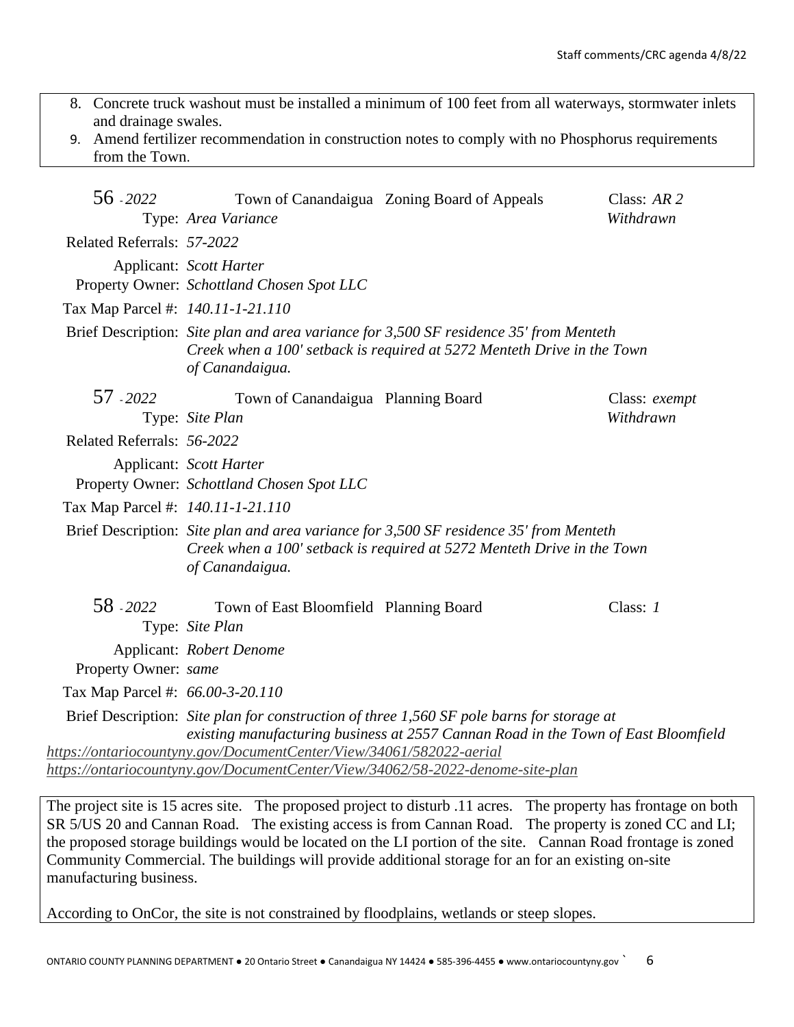8. Concrete truck washout must be installed a minimum of 100 feet from all waterways, stormwater inlets and drainage swales.
9. Amend fertilizer recommendation in construction notes to comply with no Phosphorus requirements from the Town.

**56 - 2022** Town of Canandaigua Zoning Board of Appeals Class: *AR 2*
Type: *Area Variance* *Withdrawn*

Related Referrals: *57-2022*

Applicant: *Scott Harter*
Property Owner: *Schottland Chosen Spot LLC*

Tax Map Parcel #: *140.11-1-21.110*

Brief Description: *Site plan and area variance for 3,500 SF residence 35' from Menteth Creek when a 100' setback is required at 5272 Menteth Drive in the Town of Canandaigua.*

**57 - 2022** Town of Canandaigua Planning Board Class: *exempt*
Type: *Site Plan* *Withdrawn*

Related Referrals: *56-2022*

Applicant: *Scott Harter*
Property Owner: *Schottland Chosen Spot LLC*

Tax Map Parcel #: *140.11-1-21.110*

Brief Description: *Site plan and area variance for 3,500 SF residence 35' from Menteth Creek when a 100' setback is required at 5272 Menteth Drive in the Town of Canandaigua.*

**58 - 2022** Town of East Bloomfield Planning Board Class: *1*
Type: *Site Plan*

Applicant: *Robert Denome*
Property Owner: *same*

Tax Map Parcel #: *66.00-3-20.110*

Brief Description: *Site plan for construction of three 1,560 SF pole barns for storage at existing manufacturing business at 2557 Cannan Road in the Town of East Bloomfield*

*https://ontariocountyny.gov/DocumentCenter/View/34061/582022-aerial*
*https://ontariocountyny.gov/DocumentCenter/View/34062/58-2022-denome-site-plan*

The project site is 15 acres site. The proposed project to disturb .11 acres. The property has frontage on both SR 5/US 20 and Cannan Road. The existing access is from Cannan Road. The property is zoned CC and LI; the proposed storage buildings would be located on the LI portion of the site. Cannan Road frontage is zoned Community Commercial. The buildings will provide additional storage for an for an existing on-site manufacturing business.

According to OnCor, the site is not constrained by floodplains, wetlands or steep slopes.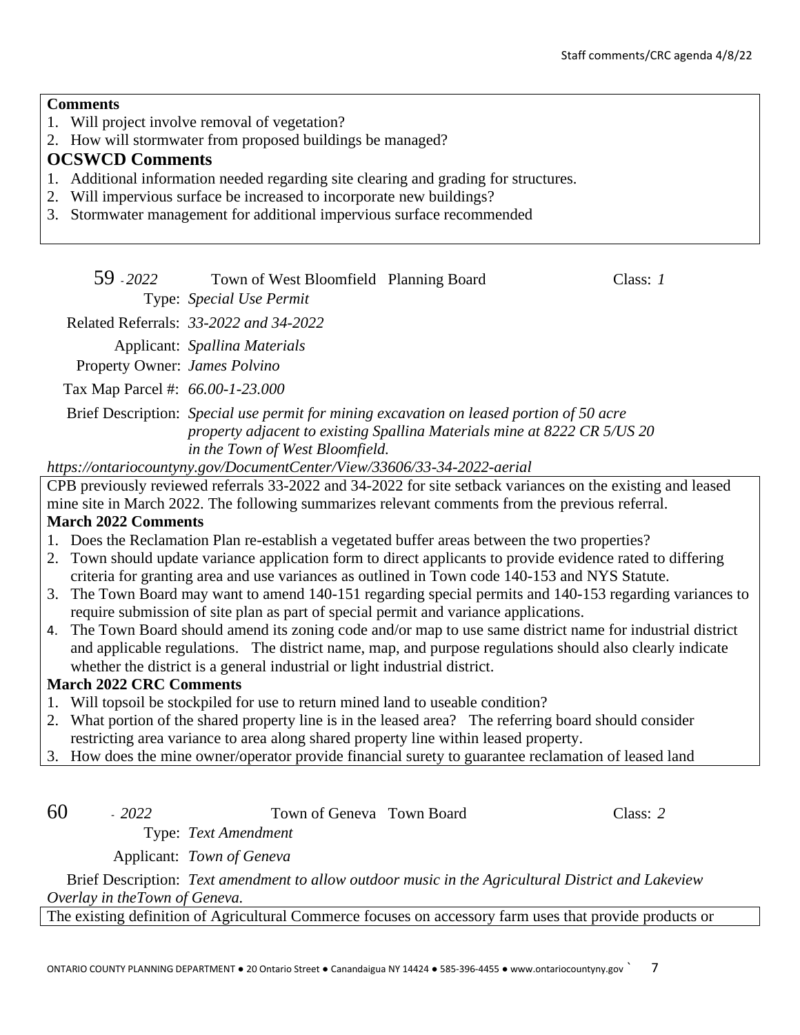**Comments**

1. Will project involve removal of vegetation?
2. How will stormwater from proposed buildings be managed?

**OCSWCD Comments**

1. Additional information needed regarding site clearing and grading for structures.
2. Will impervious surface be increased to incorporate new buildings?
3. Stormwater management for additional impervious surface recommended

59 - *2022* Town of West Bloomfield Planning Board Class: *1*

Type: *Special Use Permit*

Related Referrals: *33-2022 and 34-2022*

Applicant: *Spallina Materials*

Property Owner: *James Polvino*

Tax Map Parcel #: *66.00-1-23.000*

Brief Description: *Special use permit for mining excavation on leased portion of 50 acre property adjacent to existing Spallina Materials mine at 8222 CR 5/US 20 in the Town of West Bloomfield.*

*https://ontariocountyny.gov/DocumentCenter/View/33606/33-34-2022-aerial*

CPB previously reviewed referrals 33-2022 and 34-2022 for site setback variances on the existing and leased mine site in March 2022. The following summarizes relevant comments from the previous referral.

**March 2022 Comments**

1. Does the Reclamation Plan re-establish a vegetated buffer areas between the two properties?
2. Town should update variance application form to direct applicants to provide evidence rated to differing criteria for granting area and use variances as outlined in Town code 140-153 and NYS Statute.
3. The Town Board may want to amend 140-151 regarding special permits and 140-153 regarding variances to require submission of site plan as part of special permit and variance applications.
4. The Town Board should amend its zoning code and/or map to use same district name for industrial district and applicable regulations. The district name, map, and purpose regulations should also clearly indicate whether the district is a general industrial or light industrial district.

**March 2022 CRC Comments**

1. Will topsoil be stockpiled for use to return mined land to useable condition?
2. What portion of the shared property line is in the leased area? The referring board should consider restricting area variance to area along shared property line within leased property.
3. How does the mine owner/operator provide financial surety to guarantee reclamation of leased land

60 - *2022* Town of Geneva Town Board Class: *2*

Type: *Text Amendment*

Applicant: *Town of Geneva*

Brief Description: *Text amendment to allow outdoor music in the Agricultural District and Lakeview Overlay in theTown of Geneva.*

The existing definition of Agricultural Commerce focuses on accessory farm uses that provide products or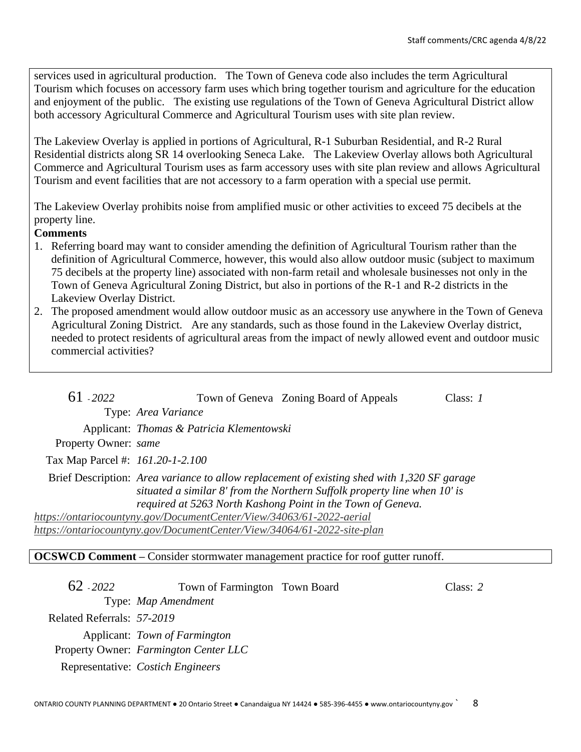services used in agricultural production. The Town of Geneva code also includes the term Agricultural Tourism which focuses on accessory farm uses which bring together tourism and agriculture for the education and enjoyment of the public. The existing use regulations of the Town of Geneva Agricultural District allow both accessory Agricultural Commerce and Agricultural Tourism uses with site plan review.

The Lakeview Overlay is applied in portions of Agricultural, R-1 Suburban Residential, and R-2 Rural Residential districts along SR 14 overlooking Seneca Lake. The Lakeview Overlay allows both Agricultural Commerce and Agricultural Tourism uses as farm accessory uses with site plan review and allows Agricultural Tourism and event facilities that are not accessory to a farm operation with a special use permit.

The Lakeview Overlay prohibits noise from amplified music or other activities to exceed 75 decibels at the property line.

**Comments**

1. Referring board may want to consider amending the definition of Agricultural Tourism rather than the definition of Agricultural Commerce, however, this would also allow outdoor music (subject to maximum 75 decibels at the property line) associated with non-farm retail and wholesale businesses not only in the Town of Geneva Agricultural Zoning District, but also in portions of the R-1 and R-2 districts in the Lakeview Overlay District.
2. The proposed amendment would allow outdoor music as an accessory use anywhere in the Town of Geneva Agricultural Zoning District. Are any standards, such as those found in the Lakeview Overlay district, needed to protect residents of agricultural areas from the impact of newly allowed event and outdoor music commercial activities?

61 - *2022* Town of Geneva Zoning Board of Appeals Class: *1*

Type: *Area Variance*

Applicant: *Thomas & Patricia Klementowski*

Property Owner: *same*

Tax Map Parcel #: *161.20-1-2.100*

Brief Description: *Area variance to allow replacement of existing shed with 1,320 SF garage situated a similar 8' from the Northern Suffolk property line when 10' is required at 5263 North Kashong Point in the Town of Geneva.*

*https://ontariocountyny.gov/DocumentCenter/View/34063/61-2022-aerial*
*https://ontariocountyny.gov/DocumentCenter/View/34064/61-2022-site-plan*

**OCSWCD Comment –** Consider stormwater management practice for roof gutter runoff.

62 - *2022* Town of Farmington Town Board Class: *2*

Type: *Map Amendment*

Related Referrals: *57-2019*

Applicant: *Town of Farmington*

Property Owner: *Farmington Center LLC*

Representative: *Costich Engineers*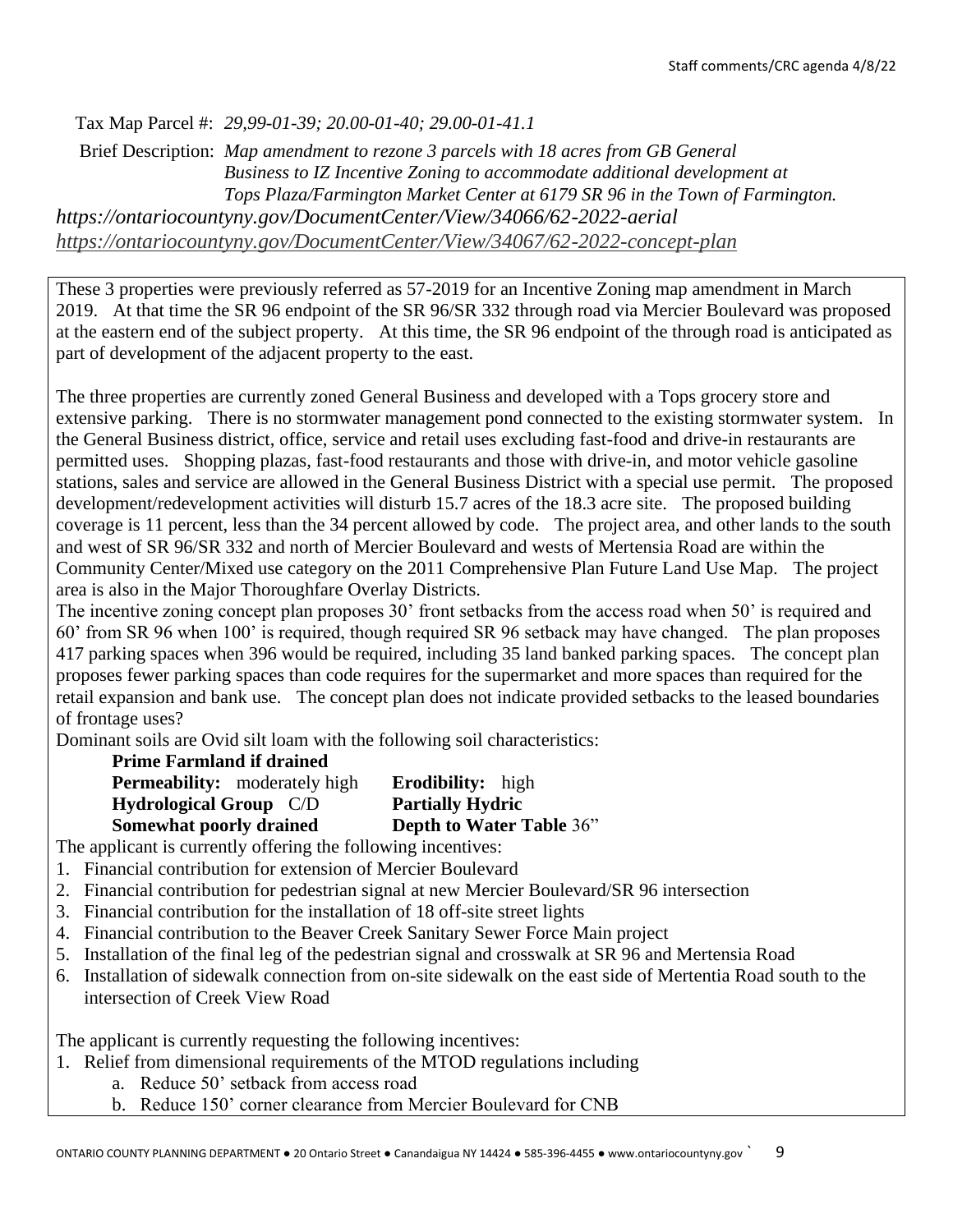Tax Map Parcel #: *29,99-01-39; 20.00-01-40; 29.00-01-41.1*

Brief Description: *Map amendment to rezone 3 parcels with 18 acres from GB General Business to IZ Incentive Zoning to accommodate additional development at Tops Plaza/Farmington Market Center at 6179 SR 96 in the Town of Farmington.*

*https://ontariocountyny.gov/DocumentCenter/View/34066/62-2022-aerial*

*https://ontariocountyny.gov/DocumentCenter/View/34067/62-2022-concept-plan*

These 3 properties were previously referred as 57-2019 for an Incentive Zoning map amendment in March 2019. At that time the SR 96 endpoint of the SR 96/SR 332 through road via Mercier Boulevard was proposed at the eastern end of the subject property. At this time, the SR 96 endpoint of the through road is anticipated as part of development of the adjacent property to the east.

The three properties are currently zoned General Business and developed with a Tops grocery store and extensive parking. There is no stormwater management pond connected to the existing stormwater system. In the General Business district, office, service and retail uses excluding fast-food and drive-in restaurants are permitted uses. Shopping plazas, fast-food restaurants and those with drive-in, and motor vehicle gasoline stations, sales and service are allowed in the General Business District with a special use permit. The proposed development/redevelopment activities will disturb 15.7 acres of the 18.3 acre site. The proposed building coverage is 11 percent, less than the 34 percent allowed by code. The project area, and other lands to the south and west of SR 96/SR 332 and north of Mercier Boulevard and wests of Mertensia Road are within the Community Center/Mixed use category on the 2011 Comprehensive Plan Future Land Use Map. The project area is also in the Major Thoroughfare Overlay Districts.

The incentive zoning concept plan proposes 30' front setbacks from the access road when 50' is required and 60' from SR 96 when 100' is required, though required SR 96 setback may have changed. The plan proposes 417 parking spaces when 396 would be required, including 35 land banked parking spaces. The concept plan proposes fewer parking spaces than code requires for the supermarket and more spaces than required for the retail expansion and bank use. The concept plan does not indicate provided setbacks to the leased boundaries of frontage uses?

Dominant soils are Ovid silt loam with the following soil characteristics:

**Prime Farmland if drained**

**Permeability:** moderately high

**Erodibility:** high

**Hydrological Group** C/D

**Partially Hydric**

**Somewhat poorly drained**

**Depth to Water Table** 36"

The applicant is currently offering the following incentives:

1. Financial contribution for extension of Mercier Boulevard
2. Financial contribution for pedestrian signal at new Mercier Boulevard/SR 96 intersection
3. Financial contribution for the installation of 18 off-site street lights
4. Financial contribution to the Beaver Creek Sanitary Sewer Force Main project
5. Installation of the final leg of the pedestrian signal and crosswalk at SR 96 and Mertensia Road
6. Installation of sidewalk connection from on-site sidewalk on the east side of Mertentia Road south to the intersection of Creek View Road

The applicant is currently requesting the following incentives:

1. Relief from dimensional requirements of the MTOD regulations including
   a. Reduce 50' setback from access road
   b. Reduce 150' corner clearance from Mercier Boulevard for CNB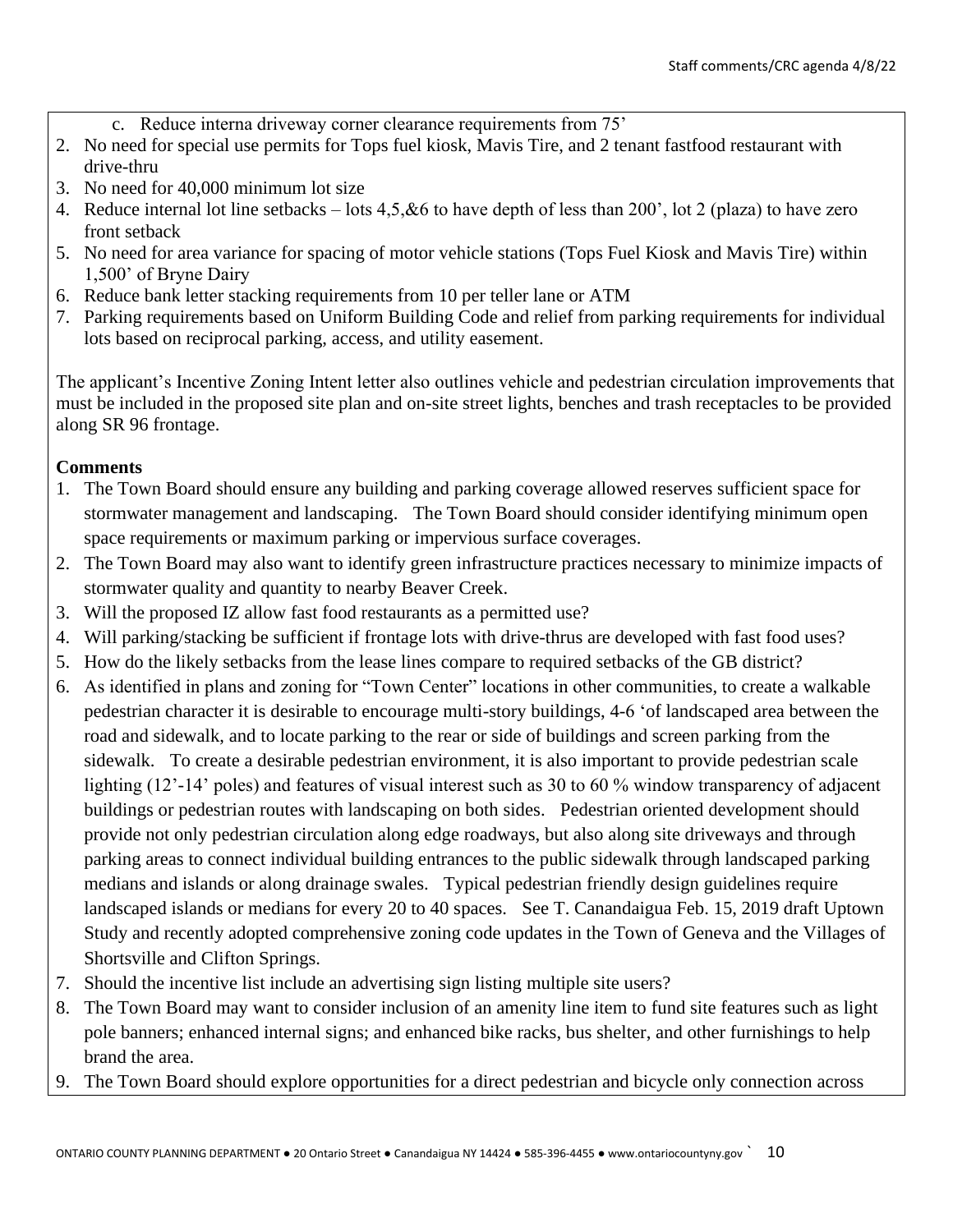c. Reduce interna driveway corner clearance requirements from 75'

2. No need for special use permits for Tops fuel kiosk, Mavis Tire, and 2 tenant fastfood restaurant with drive-thru
3. No need for 40,000 minimum lot size
4. Reduce internal lot line setbacks – lots 4,5,&6 to have depth of less than 200', lot 2 (plaza) to have zero front setback
5. No need for area variance for spacing of motor vehicle stations (Tops Fuel Kiosk and Mavis Tire) within 1,500' of Bryne Dairy
6. Reduce bank letter stacking requirements from 10 per teller lane or ATM
7. Parking requirements based on Uniform Building Code and relief from parking requirements for individual lots based on reciprocal parking, access, and utility easement.

The applicant's Incentive Zoning Intent letter also outlines vehicle and pedestrian circulation improvements that must be included in the proposed site plan and on-site street lights, benches and trash receptacles to be provided along SR 96 frontage.

**Comments**

1. The Town Board should ensure any building and parking coverage allowed reserves sufficient space for stormwater management and landscaping. The Town Board should consider identifying minimum open space requirements or maximum parking or impervious surface coverages.
2. The Town Board may also want to identify green infrastructure practices necessary to minimize impacts of stormwater quality and quantity to nearby Beaver Creek.
3. Will the proposed IZ allow fast food restaurants as a permitted use?
4. Will parking/stacking be sufficient if frontage lots with drive-thrus are developed with fast food uses?
5. How do the likely setbacks from the lease lines compare to required setbacks of the GB district?
6. As identified in plans and zoning for "Town Center" locations in other communities, to create a walkable pedestrian character it is desirable to encourage multi-story buildings, 4-6 'of landscaped area between the road and sidewalk, and to locate parking to the rear or side of buildings and screen parking from the sidewalk. To create a desirable pedestrian environment, it is also important to provide pedestrian scale lighting (12'-14' poles) and features of visual interest such as 30 to 60 % window transparency of adjacent buildings or pedestrian routes with landscaping on both sides. Pedestrian oriented development should provide not only pedestrian circulation along edge roadways, but also along site driveways and through parking areas to connect individual building entrances to the public sidewalk through landscaped parking medians and islands or along drainage swales. Typical pedestrian friendly design guidelines require landscaped islands or medians for every 20 to 40 spaces. See T. Canandaigua Feb. 15, 2019 draft Uptown Study and recently adopted comprehensive zoning code updates in the Town of Geneva and the Villages of Shortsville and Clifton Springs.
7. Should the incentive list include an advertising sign listing multiple site users?
8. The Town Board may want to consider inclusion of an amenity line item to fund site features such as light pole banners; enhanced internal signs; and enhanced bike racks, bus shelter, and other furnishings to help brand the area.
9. The Town Board should explore opportunities for a direct pedestrian and bicycle only connection across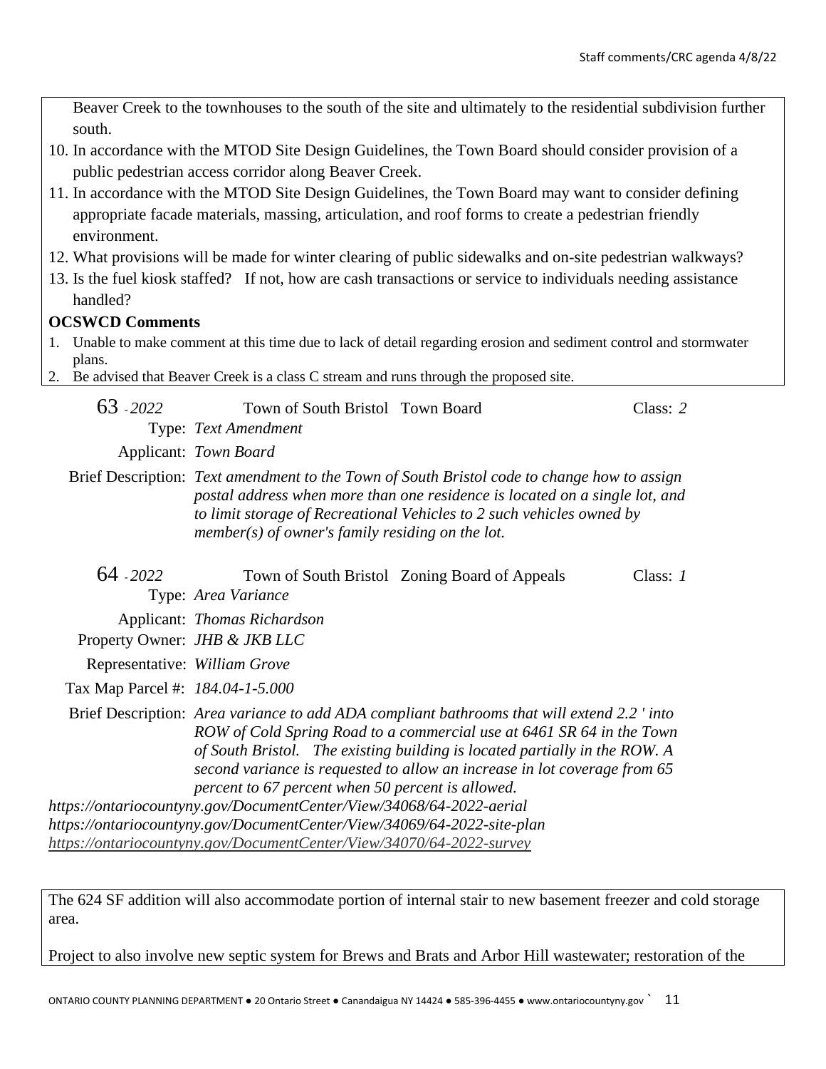Beaver Creek to the townhouses to the south of the site and ultimately to the residential subdivision further south.

10. In accordance with the MTOD Site Design Guidelines, the Town Board should consider provision of a public pedestrian access corridor along Beaver Creek.
11. In accordance with the MTOD Site Design Guidelines, the Town Board may want to consider defining appropriate facade materials, massing, articulation, and roof forms to create a pedestrian friendly environment.
12. What provisions will be made for winter clearing of public sidewalks and on-site pedestrian walkways?
13. Is the fuel kiosk staffed? If not, how are cash transactions or service to individuals needing assistance handled?

**OCSWCD Comments**

1. Unable to make comment at this time due to lack of detail regarding erosion and sediment control and stormwater plans.
2. Be advised that Beaver Creek is a class C stream and runs through the proposed site.

63 - *2022* Town of South Bristol Town Board Class: *2*

Type: *Text Amendment*

Applicant: *Town Board*

Brief Description: *Text amendment to the Town of South Bristol code to change how to assign postal address when more than one residence is located on a single lot, and to limit storage of Recreational Vehicles to 2 such vehicles owned by member(s) of owner's family residing on the lot.*

64 - *2022* Town of South Bristol Zoning Board of Appeals Class: *1*

Type: *Area Variance*

Applicant: *Thomas Richardson*

Property Owner: *JHB & JKB LLC*

Representative: *William Grove*

Tax Map Parcel #: *184.04-1-5.000*

Brief Description: *Area variance to add ADA compliant bathrooms that will extend 2.2 ' into ROW of Cold Spring Road to a commercial use at 6461 SR 64 in the Town of South Bristol. The existing building is located partially in the ROW. A second variance is requested to allow an increase in lot coverage from 65 percent to 67 percent when 50 percent is allowed.*

*https://ontariocountyny.gov/DocumentCenter/View/34068/64-2022-aerial*
*https://ontariocountyny.gov/DocumentCenter/View/34069/64-2022-site-plan*
*https://ontariocountyny.gov/DocumentCenter/View/34070/64-2022-survey*

The 624 SF addition will also accommodate portion of internal stair to new basement freezer and cold storage area.

Project to also involve new septic system for Brews and Brats and Arbor Hill wastewater; restoration of the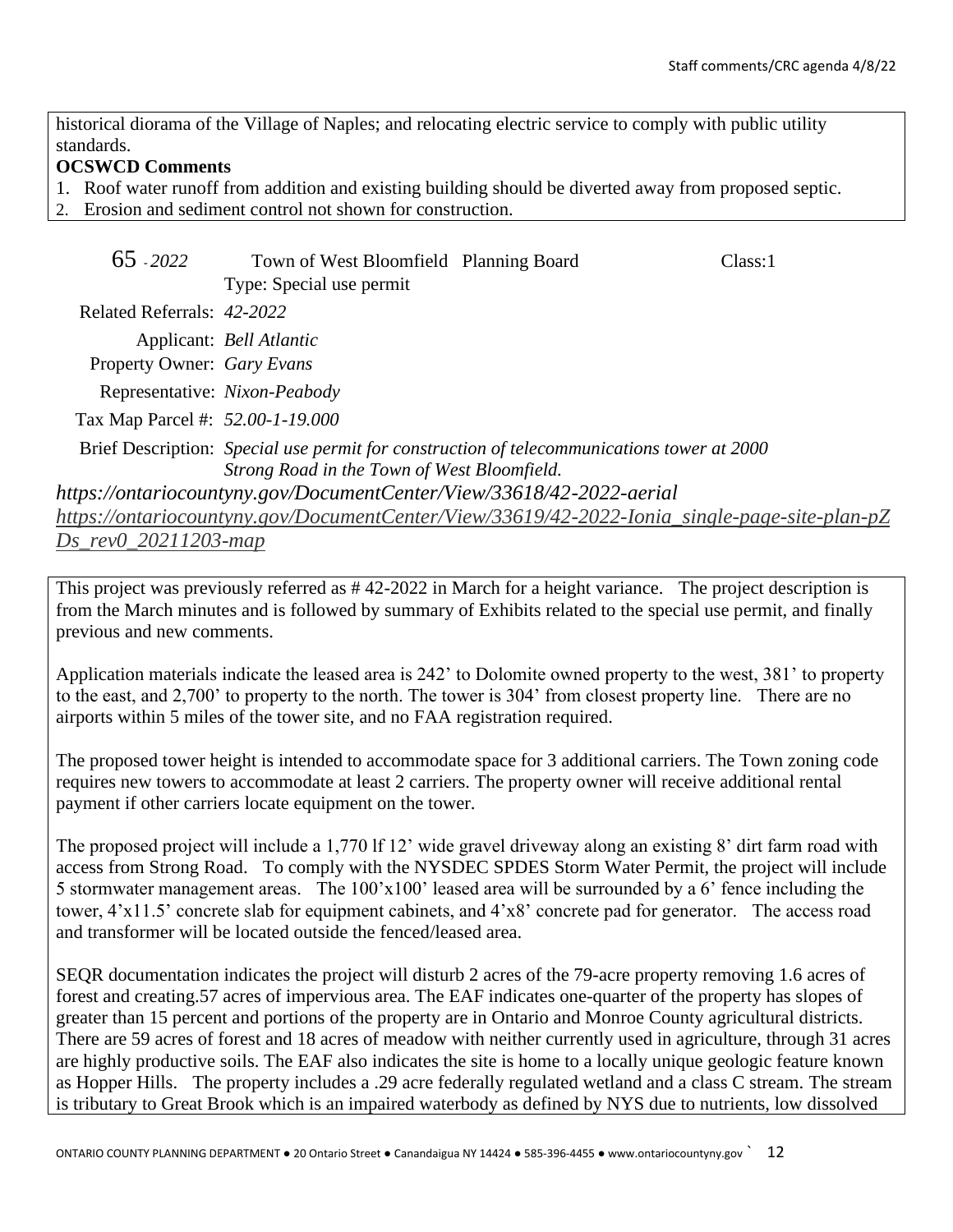historical diorama of the Village of Naples; and relocating electric service to comply with public utility standards.

**OCSWCD Comments**

1. Roof water runoff from addition and existing building should be diverted away from proposed septic.
2. Erosion and sediment control not shown for construction.

65 - *2022* Town of West Bloomfield Planning Board Class:1

Type: Special use permit

Related Referrals: *42-2022*

Applicant: *Bell Atlantic*

Property Owner: *Gary Evans*

Representative: *Nixon-Peabody*

Tax Map Parcel #: *52.00-1-19.000*

Brief Description: *Special use permit for construction of telecommunications tower at 2000 Strong Road in the Town of West Bloomfield.*

*https://ontariocountyny.gov/DocumentCenter/View/33618/42-2022-aerial*

*https://ontariocountyny.gov/DocumentCenter/View/33619/42-2022-Ionia_single-page-site-plan-pZDs_rev0_20211203-map*

This project was previously referred as # 42-2022 in March for a height variance. The project description is from the March minutes and is followed by summary of Exhibits related to the special use permit, and finally previous and new comments.

Application materials indicate the leased area is 242' to Dolomite owned property to the west, 381' to property to the east, and 2,700' to property to the north. The tower is 304' from closest property line. There are no airports within 5 miles of the tower site, and no FAA registration required.

The proposed tower height is intended to accommodate space for 3 additional carriers. The Town zoning code requires new towers to accommodate at least 2 carriers. The property owner will receive additional rental payment if other carriers locate equipment on the tower.

The proposed project will include a 1,770 lf 12' wide gravel driveway along an existing 8' dirt farm road with access from Strong Road. To comply with the NYSDEC SPDES Storm Water Permit, the project will include 5 stormwater management areas. The 100'x100' leased area will be surrounded by a 6' fence including the tower, 4'x11.5' concrete slab for equipment cabinets, and 4'x8' concrete pad for generator. The access road and transformer will be located outside the fenced/leased area.

SEQR documentation indicates the project will disturb 2 acres of the 79-acre property removing 1.6 acres of forest and creating.57 acres of impervious area. The EAF indicates one-quarter of the property has slopes of greater than 15 percent and portions of the property are in Ontario and Monroe County agricultural districts. There are 59 acres of forest and 18 acres of meadow with neither currently used in agriculture, through 31 acres are highly productive soils. The EAF also indicates the site is home to a locally unique geologic feature known as Hopper Hills. The property includes a .29 acre federally regulated wetland and a class C stream. The stream is tributary to Great Brook which is an impaired waterbody as defined by NYS due to nutrients, low dissolved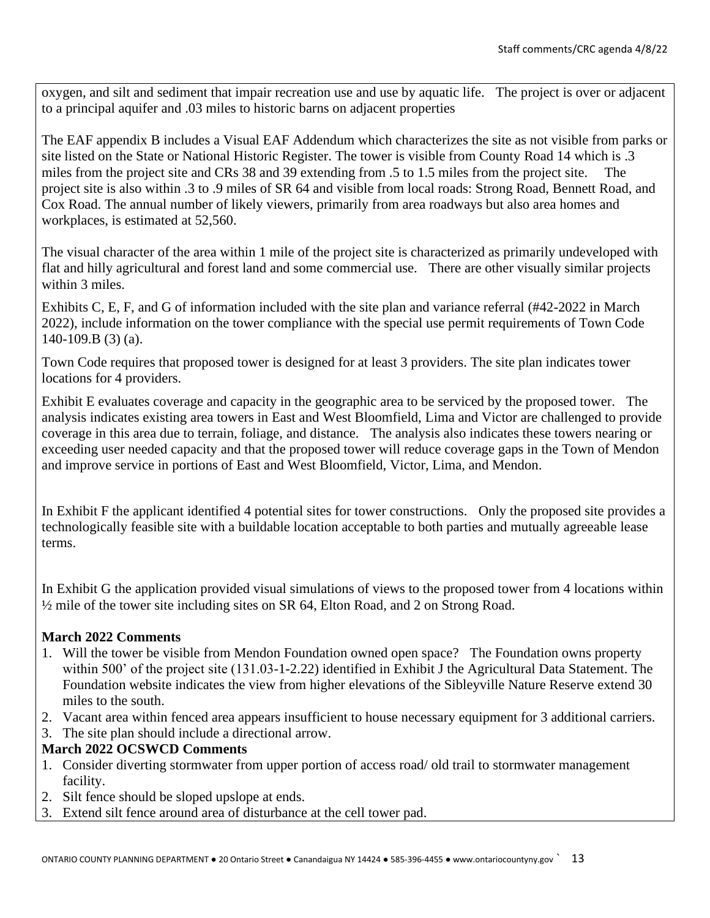oxygen, and silt and sediment that impair recreation use and use by aquatic life. The project is over or adjacent to a principal aquifer and .03 miles to historic barns on adjacent properties

The EAF appendix B includes a Visual EAF Addendum which characterizes the site as not visible from parks or site listed on the State or National Historic Register. The tower is visible from County Road 14 which is .3 miles from the project site and CRs 38 and 39 extending from .5 to 1.5 miles from the project site. The project site is also within .3 to .9 miles of SR 64 and visible from local roads: Strong Road, Bennett Road, and Cox Road. The annual number of likely viewers, primarily from area roadways but also area homes and workplaces, is estimated at 52,560.

The visual character of the area within 1 mile of the project site is characterized as primarily undeveloped with flat and hilly agricultural and forest land and some commercial use. There are other visually similar projects within 3 miles.

Exhibits C, E, F, and G of information included with the site plan and variance referral (#42-2022 in March 2022), include information on the tower compliance with the special use permit requirements of Town Code 140-109.B (3) (a).

Town Code requires that proposed tower is designed for at least 3 providers. The site plan indicates tower locations for 4 providers.

Exhibit E evaluates coverage and capacity in the geographic area to be serviced by the proposed tower. The analysis indicates existing area towers in East and West Bloomfield, Lima and Victor are challenged to provide coverage in this area due to terrain, foliage, and distance. The analysis also indicates these towers nearing or exceeding user needed capacity and that the proposed tower will reduce coverage gaps in the Town of Mendon and improve service in portions of East and West Bloomfield, Victor, Lima, and Mendon.

In Exhibit F the applicant identified 4 potential sites for tower constructions. Only the proposed site provides a technologically feasible site with a buildable location acceptable to both parties and mutually agreeable lease terms.

In Exhibit G the application provided visual simulations of views to the proposed tower from 4 locations within ½ mile of the tower site including sites on SR 64, Elton Road, and 2 on Strong Road.

**March 2022 Comments**

1. Will the tower be visible from Mendon Foundation owned open space? The Foundation owns property within 500' of the project site (131.03-1-2.22) identified in Exhibit J the Agricultural Data Statement. The Foundation website indicates the view from higher elevations of the Sibleyville Nature Reserve extend 30 miles to the south.
2. Vacant area within fenced area appears insufficient to house necessary equipment for 3 additional carriers.
3. The site plan should include a directional arrow.

**March 2022 OCSWCD Comments**

1. Consider diverting stormwater from upper portion of access road/ old trail to stormwater management facility.
2. Silt fence should be sloped upslope at ends.
3. Extend silt fence around area of disturbance at the cell tower pad.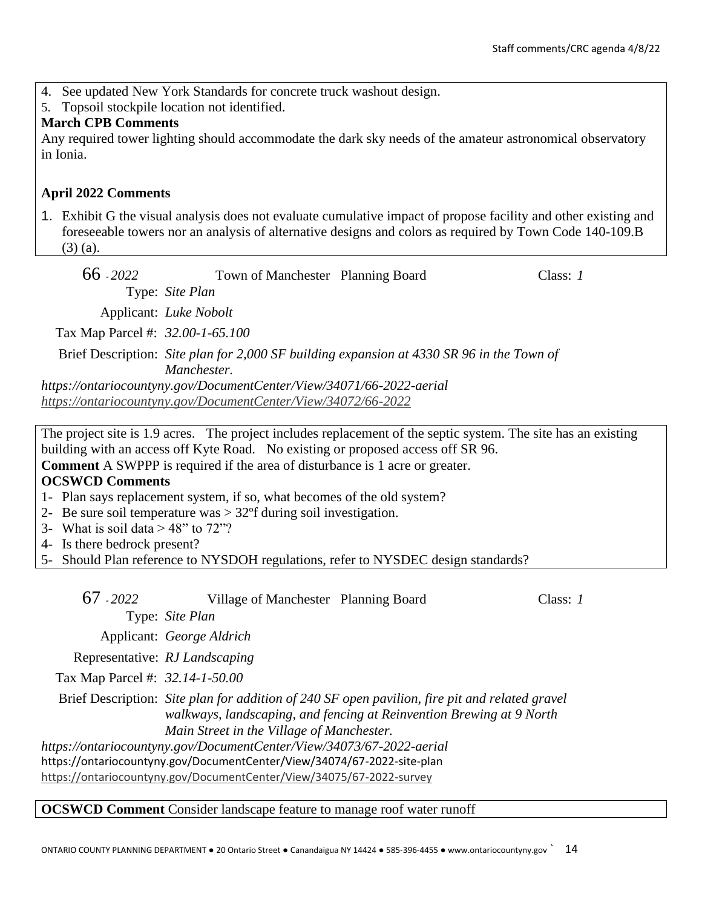4. See updated New York Standards for concrete truck washout design.
5. Topsoil stockpile location not identified.

**March CPB Comments**

Any required tower lighting should accommodate the dark sky needs of the amateur astronomical observatory in Ionia.

**April 2022 Comments**

1. Exhibit G the visual analysis does not evaluate cumulative impact of propose facility and other existing and foreseeable towers nor an analysis of alternative designs and colors as required by Town Code 140-109.B (3) (a).

66 *- 2022* Town of Manchester Planning Board Class: *1*

Type: *Site Plan*

Applicant: *Luke Nobolt*

Tax Map Parcel #: *32.00-1-65.100*

Brief Description: *Site plan for 2,000 SF building expansion at 4330 SR 96 in the Town of Manchester.*

*https://ontariocountyny.gov/DocumentCenter/View/34071/66-2022-aerial*
*https://ontariocountyny.gov/DocumentCenter/View/34072/66-2022*

The project site is 1.9 acres. The project includes replacement of the septic system. The site has an existing building with an access off Kyte Road. No existing or proposed access off SR 96.

**Comment** A SWPPP is required if the area of disturbance is 1 acre or greater.

**OCSWCD Comments**

1- Plan says replacement system, if so, what becomes of the old system?
2- Be sure soil temperature was > 32ºf during soil investigation.
3- What is soil data > 48" to 72"?
4- Is there bedrock present?
5- Should Plan reference to NYSDOH regulations, refer to NYSDEC design standards?

67 *- 2022* Village of Manchester Planning Board Class: *1*

Type: *Site Plan*

Applicant: *George Aldrich*

Representative: *RJ Landscaping*

Tax Map Parcel #: *32.14-1-50.00*

Brief Description: *Site plan for addition of 240 SF open pavilion, fire pit and related gravel walkways, landscaping, and fencing at Reinvention Brewing at 9 North Main Street in the Village of Manchester.*

*https://ontariocountyny.gov/DocumentCenter/View/34073/67-2022-aerial*
https://ontariocountyny.gov/DocumentCenter/View/34074/67-2022-site-plan
https://ontariocountyny.gov/DocumentCenter/View/34075/67-2022-survey

**OCSWCD Comment** Consider landscape feature to manage roof water runoff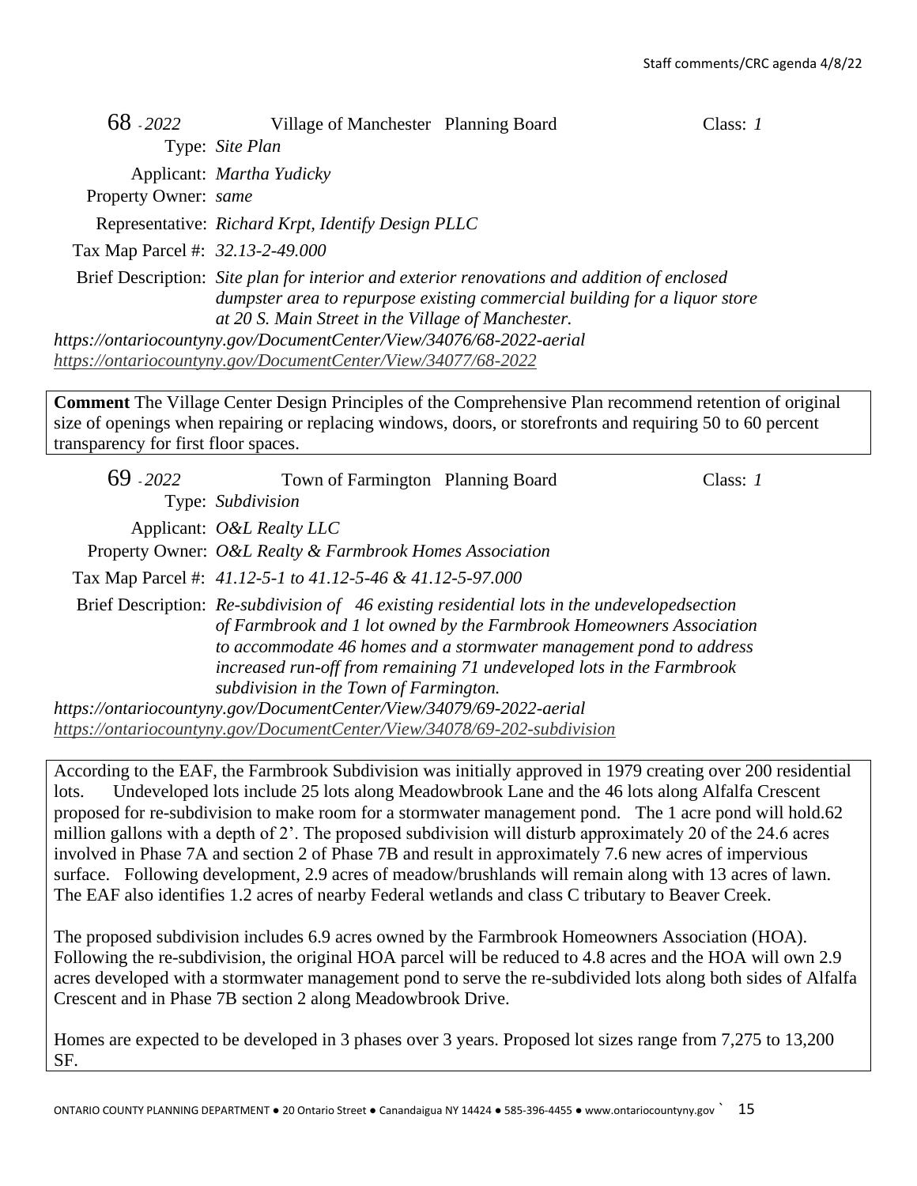**68** *- 2022* Village of Manchester Planning Board Class: *1*

Type: *Site Plan*

Applicant: *Martha Yudicky*

Property Owner: *same*

Representative: *Richard Krpt, Identify Design PLLC*

Tax Map Parcel #: *32.13-2-49.000*

Brief Description: *Site plan for interior and exterior renovations and addition of enclosed dumpster area to repurpose existing commercial building for a liquor store at 20 S. Main Street in the Village of Manchester.*

*https://ontariocountyny.gov/DocumentCenter/View/34076/68-2022-aerial*
*https://ontariocountyny.gov/DocumentCenter/View/34077/68-2022*

**Comment** The Village Center Design Principles of the Comprehensive Plan recommend retention of original size of openings when repairing or replacing windows, doors, or storefronts and requiring 50 to 60 percent transparency for first floor spaces.

**69** *- 2022* Town of Farmington Planning Board Class: *1*

Type: *Subdivision*

Applicant: *O&L Realty LLC*

Property Owner: *O&L Realty & Farmbrook Homes Association*

Tax Map Parcel #: *41.12-5-1 to 41.12-5-46 & 41.12-5-97.000*

Brief Description: *Re-subdivision of 46 existing residential lots in the undevelopedsection of Farmbrook and 1 lot owned by the Farmbrook Homeowners Association to accommodate 46 homes and a stormwater management pond to address increased run-off from remaining 71 undeveloped lots in the Farmbrook subdivision in the Town of Farmington.*

*https://ontariocountyny.gov/DocumentCenter/View/34079/69-2022-aerial*
*https://ontariocountyny.gov/DocumentCenter/View/34078/69-202-subdivision*

According to the EAF, the Farmbrook Subdivision was initially approved in 1979 creating over 200 residential lots. Undeveloped lots include 25 lots along Meadowbrook Lane and the 46 lots along Alfalfa Crescent proposed for re-subdivision to make room for a stormwater management pond. The 1 acre pond will hold.62 million gallons with a depth of 2'. The proposed subdivision will disturb approximately 20 of the 24.6 acres involved in Phase 7A and section 2 of Phase 7B and result in approximately 7.6 new acres of impervious surface. Following development, 2.9 acres of meadow/brushlands will remain along with 13 acres of lawn. The EAF also identifies 1.2 acres of nearby Federal wetlands and class C tributary to Beaver Creek.

The proposed subdivision includes 6.9 acres owned by the Farmbrook Homeowners Association (HOA). Following the re-subdivision, the original HOA parcel will be reduced to 4.8 acres and the HOA will own 2.9 acres developed with a stormwater management pond to serve the re-subdivided lots along both sides of Alfalfa Crescent and in Phase 7B section 2 along Meadowbrook Drive.

Homes are expected to be developed in 3 phases over 3 years. Proposed lot sizes range from 7,275 to 13,200 SF.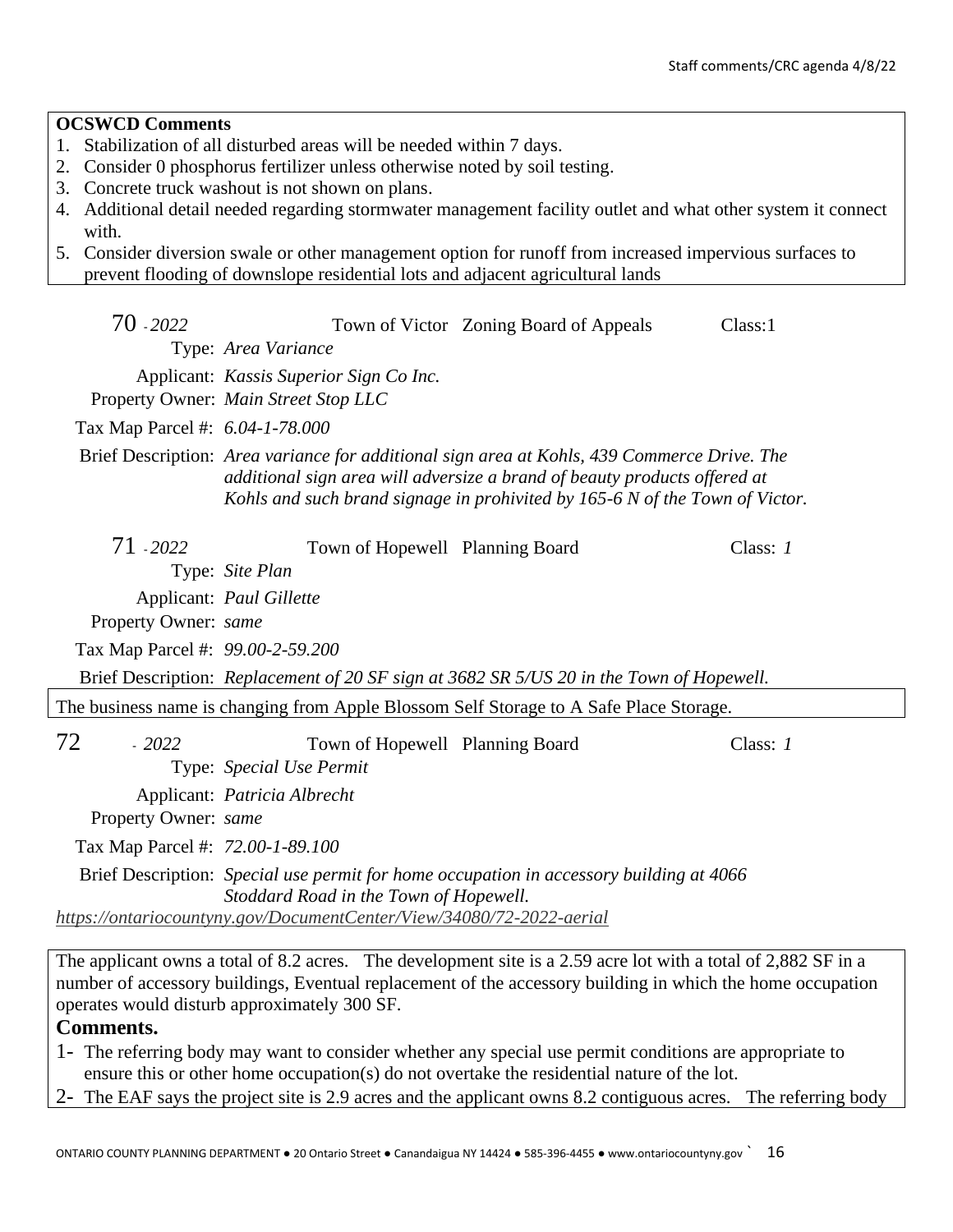**OCSWCD Comments**

1. Stabilization of all disturbed areas will be needed within 7 days.
2. Consider 0 phosphorus fertilizer unless otherwise noted by soil testing.
3. Concrete truck washout is not shown on plans.
4. Additional detail needed regarding stormwater management facility outlet and what other system it connect with.
5. Consider diversion swale or other management option for runoff from increased impervious surfaces to prevent flooding of downslope residential lots and adjacent agricultural lands

70 - *2022* Town of Victor Zoning Board of Appeals Class:1

Type: *Area Variance*

Applicant: *Kassis Superior Sign Co Inc.*

Property Owner: *Main Street Stop LLC*

Tax Map Parcel #: *6.04-1-78.000*

Brief Description: *Area variance for additional sign area at Kohls, 439 Commerce Drive. The additional sign area will adversize a brand of beauty products offered at Kohls and such brand signage in prohivited by 165-6 N of the Town of Victor.*

71 - *2022* Town of Hopewell Planning Board Class: *1*

Type: *Site Plan*

Applicant: *Paul Gillette*

Property Owner: *same*

Tax Map Parcel #: *99.00-2-59.200*

Brief Description: *Replacement of 20 SF sign at 3682 SR 5/US 20 in the Town of Hopewell.*

The business name is changing from Apple Blossom Self Storage to A Safe Place Storage.

72 - *2022* Town of Hopewell Planning Board Class: *1*

Type: *Special Use Permit*

Applicant: *Patricia Albrecht*

Property Owner: *same*

Tax Map Parcel #: *72.00-1-89.100*

Brief Description: *Special use permit for home occupation in accessory building at 4066 Stoddard Road in the Town of Hopewell.*

*https://ontariocountyny.gov/DocumentCenter/View/34080/72-2022-aerial*

The applicant owns a total of 8.2 acres. The development site is a 2.59 acre lot with a total of 2,882 SF in a number of accessory buildings, Eventual replacement of the accessory building in which the home occupation operates would disturb approximately 300 SF.

**Comments.**

1- The referring body may want to consider whether any special use permit conditions are appropriate to ensure this or other home occupation(s) do not overtake the residential nature of the lot.

2- The EAF says the project site is 2.9 acres and the applicant owns 8.2 contiguous acres. The referring body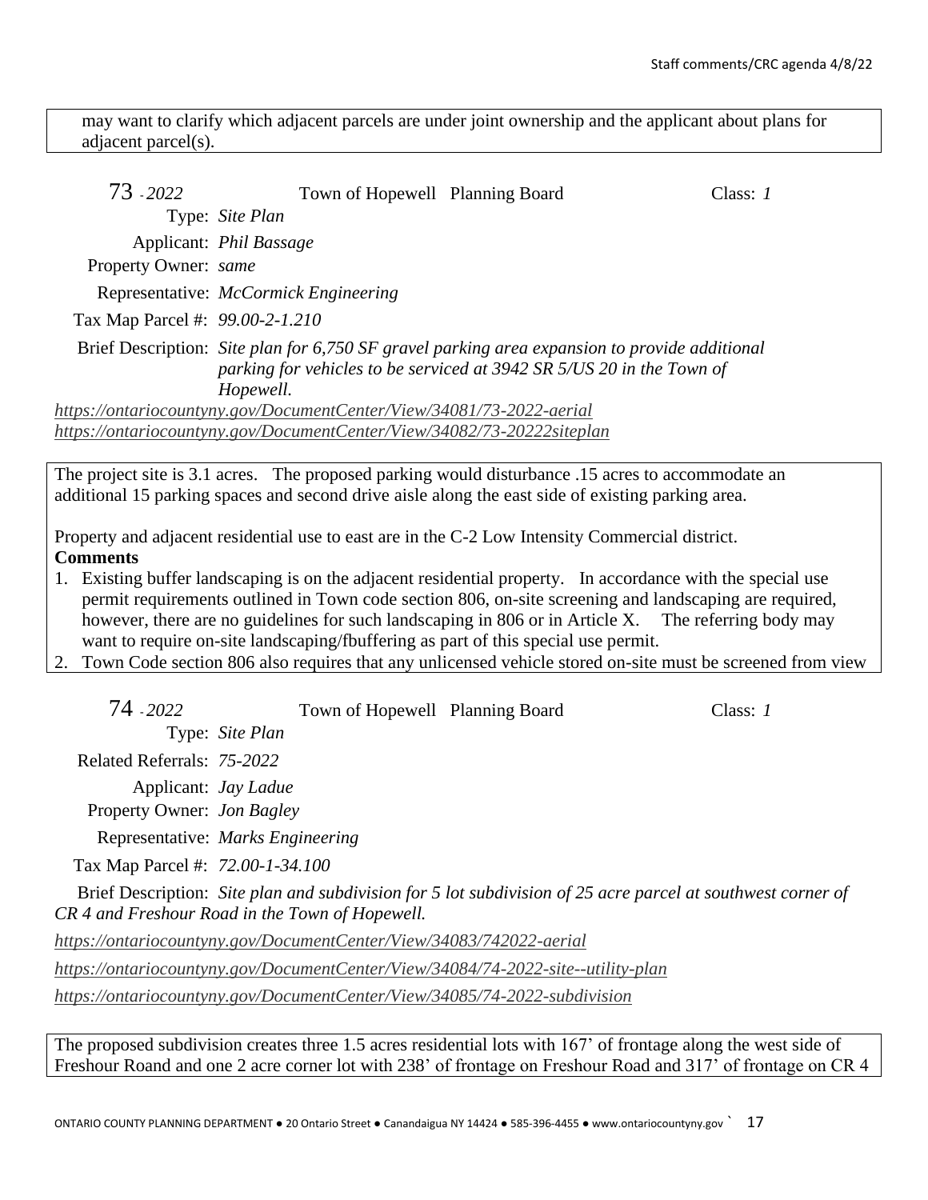may want to clarify which adjacent parcels are under joint ownership and the applicant about plans for adjacent parcel(s).

**73** - *2022* Town of Hopewell Planning Board Class: *1*

Type: *Site Plan*

Applicant: *Phil Bassage*

Property Owner: *same*

Representative: *McCormick Engineering*

Tax Map Parcel #: *99.00-2-1.210*

Brief Description: *Site plan for 6,750 SF gravel parking area expansion to provide additional parking for vehicles to be serviced at 3942 SR 5/US 20 in the Town of Hopewell.*

*https://ontariocountyny.gov/DocumentCenter/View/34081/73-2022-aerial*
*https://ontariocountyny.gov/DocumentCenter/View/34082/73-20222siteplan*

The project site is 3.1 acres. The proposed parking would disturbance .15 acres to accommodate an additional 15 parking spaces and second drive aisle along the east side of existing parking area.

Property and adjacent residential use to east are in the C-2 Low Intensity Commercial district.

**Comments**

1. Existing buffer landscaping is on the adjacent residential property. In accordance with the special use permit requirements outlined in Town code section 806, on-site screening and landscaping are required, however, there are no guidelines for such landscaping in 806 or in Article X. The referring body may want to require on-site landscaping/fbuffering as part of this special use permit.
2. Town Code section 806 also requires that any unlicensed vehicle stored on-site must be screened from view

**74** - *2022* Town of Hopewell Planning Board Class: *1*

Type: *Site Plan*

Related Referrals: *75-2022*

Applicant: *Jay Ladue*

Property Owner: *Jon Bagley*

Representative: *Marks Engineering*

Tax Map Parcel #: *72.00-1-34.100*

Brief Description: *Site plan and subdivision for 5 lot subdivision of 25 acre parcel at southwest corner of CR 4 and Freshour Road in the Town of Hopewell.*

*https://ontariocountyny.gov/DocumentCenter/View/34083/742022-aerial*

*https://ontariocountyny.gov/DocumentCenter/View/34084/74-2022-site--utility-plan*

*https://ontariocountyny.gov/DocumentCenter/View/34085/74-2022-subdivision*

The proposed subdivision creates three 1.5 acres residential lots with 167' of frontage along the west side of Freshour Roand and one 2 acre corner lot with 238' of frontage on Freshour Road and 317' of frontage on CR 4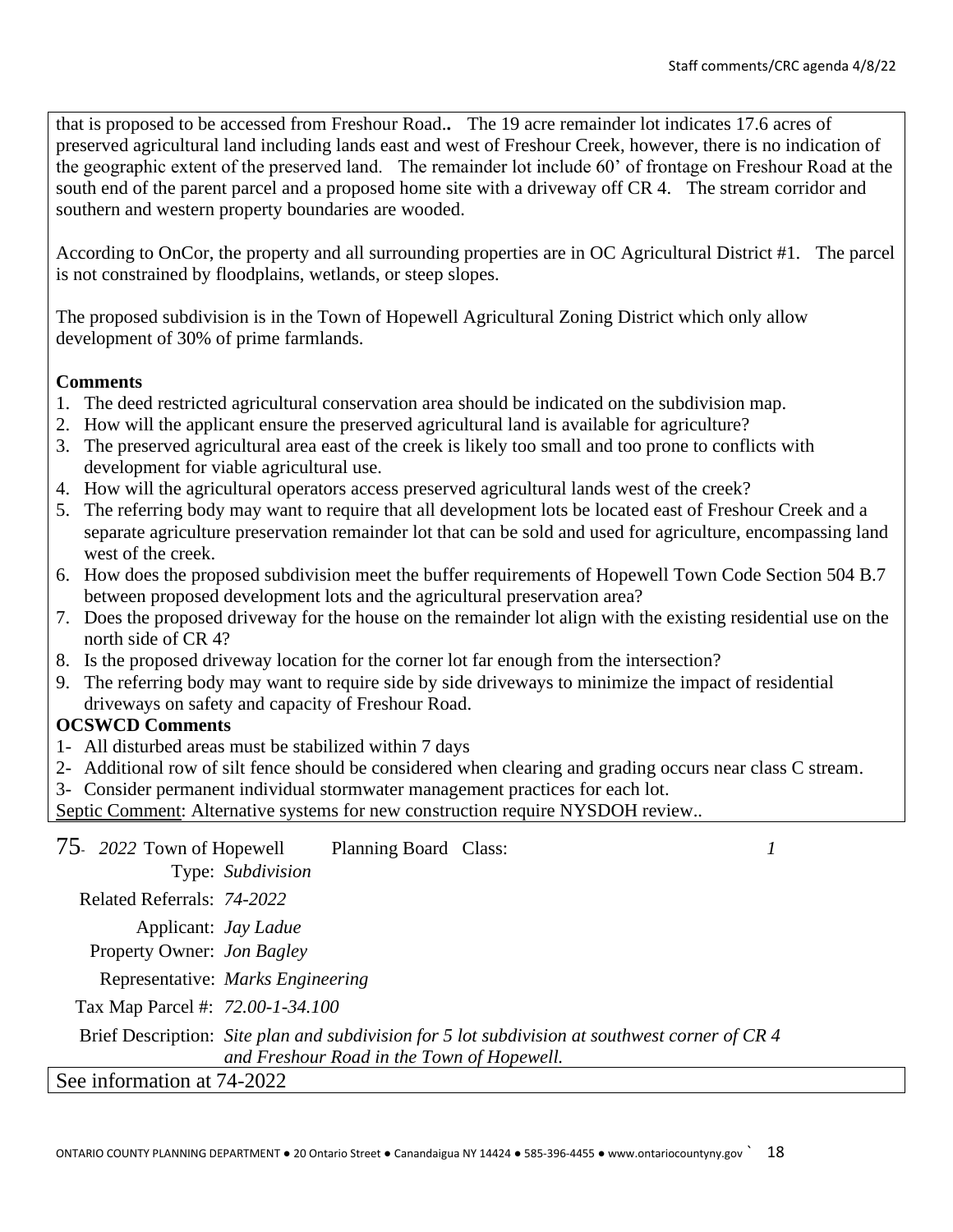that is proposed to be accessed from Freshour Road.. The 19 acre remainder lot indicates 17.6 acres of preserved agricultural land including lands east and west of Freshour Creek, however, there is no indication of the geographic extent of the preserved land. The remainder lot include 60' of frontage on Freshour Road at the south end of the parent parcel and a proposed home site with a driveway off CR 4. The stream corridor and southern and western property boundaries are wooded.

According to OnCor, the property and all surrounding properties are in OC Agricultural District #1. The parcel is not constrained by floodplains, wetlands, or steep slopes.

The proposed subdivision is in the Town of Hopewell Agricultural Zoning District which only allow development of 30% of prime farmlands.

**Comments**

1. The deed restricted agricultural conservation area should be indicated on the subdivision map.
2. How will the applicant ensure the preserved agricultural land is available for agriculture?
3. The preserved agricultural area east of the creek is likely too small and too prone to conflicts with development for viable agricultural use.
4. How will the agricultural operators access preserved agricultural lands west of the creek?
5. The referring body may want to require that all development lots be located east of Freshour Creek and a separate agriculture preservation remainder lot that can be sold and used for agriculture, encompassing land west of the creek.
6. How does the proposed subdivision meet the buffer requirements of Hopewell Town Code Section 504 B.7 between proposed development lots and the agricultural preservation area?
7. Does the proposed driveway for the house on the remainder lot align with the existing residential use on the north side of CR 4?
8. Is the proposed driveway location for the corner lot far enough from the intersection?
9. The referring body may want to require side by side driveways to minimize the impact of residential driveways on safety and capacity of Freshour Road.

**OCSWCD Comments**

1- All disturbed areas must be stabilized within 7 days
2- Additional row of silt fence should be considered when clearing and grading occurs near class C stream.
3- Consider permanent individual stormwater management practices for each lot.

Septic Comment: Alternative systems for new construction require NYSDOH review..

75- *2022* Town of Hopewell Planning Board Class: *1*

Type: *Subdivision*

Related Referrals: *74-2022*

Applicant: *Jay Ladue*

Property Owner: *Jon Bagley*

Representative: *Marks Engineering*

Tax Map Parcel #: *72.00-1-34.100*

Brief Description: *Site plan and subdivision for 5 lot subdivision at southwest corner of CR 4 and Freshour Road in the Town of Hopewell.*

See information at 74-2022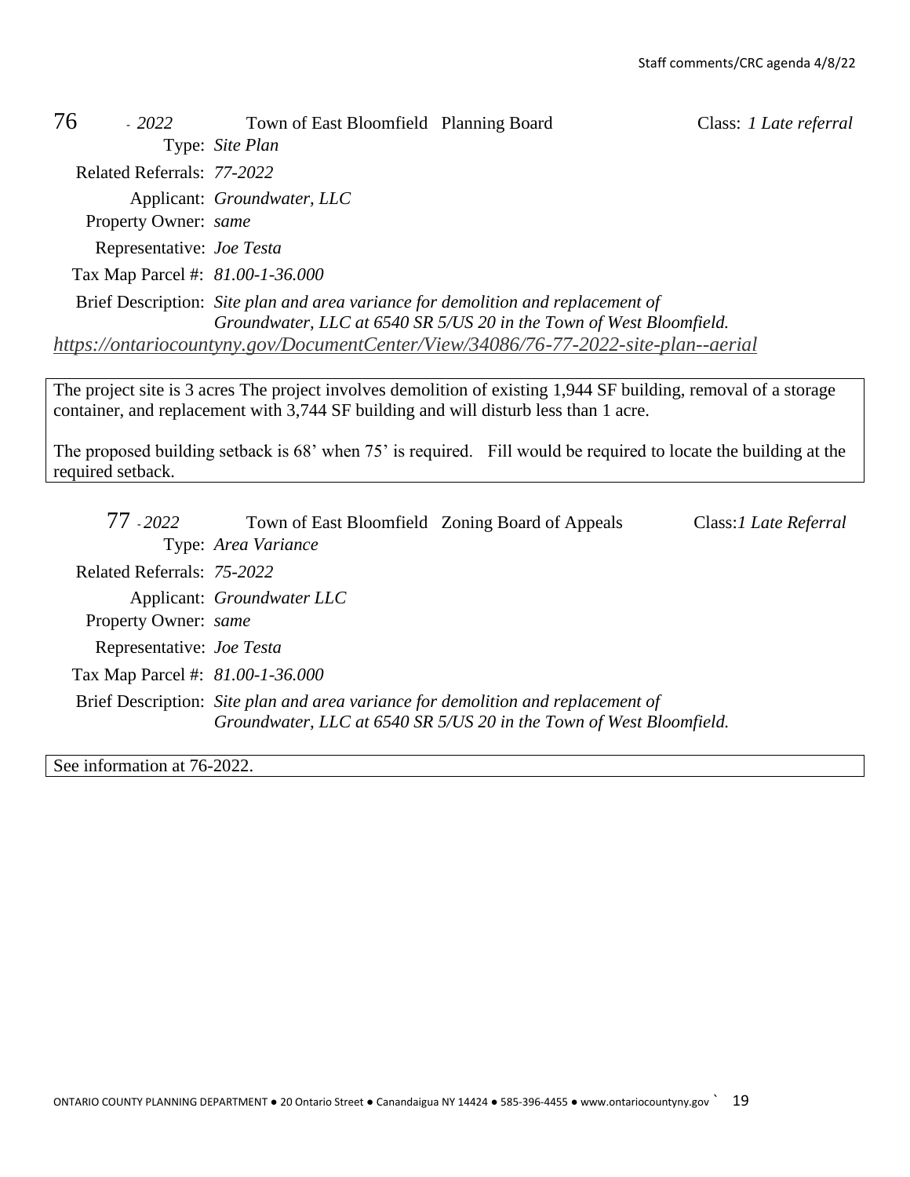**76 - 2022** Town of East Bloomfield Planning Board Class: *1 Late referral*

Type: *Site Plan*

Related Referrals: *77-2022*

Applicant: *Groundwater, LLC*

Property Owner: *same*

Representative: *Joe Testa*

Tax Map Parcel #: *81.00-1-36.000*

Brief Description: *Site plan and area variance for demolition and replacement of Groundwater, LLC at 6540 SR 5/US 20 in the Town of West Bloomfield.*

*https://ontariocountyny.gov/DocumentCenter/View/34086/76-77-2022-site-plan--aerial*

The project site is 3 acres The project involves demolition of existing 1,944 SF building, removal of a storage container, and replacement with 3,744 SF building and will disturb less than 1 acre.

The proposed building setback is 68' when 75' is required. Fill would be required to locate the building at the required setback.

**77 - 2022** Town of East Bloomfield Zoning Board of Appeals Class: *1 Late Referral*

Type: *Area Variance*

Related Referrals: *75-2022*

Applicant: *Groundwater LLC*

Property Owner: *same*

Representative: *Joe Testa*

Tax Map Parcel #: *81.00-1-36.000*

Brief Description: *Site plan and area variance for demolition and replacement of Groundwater, LLC at 6540 SR 5/US 20 in the Town of West Bloomfield.*

See information at 76-2022.